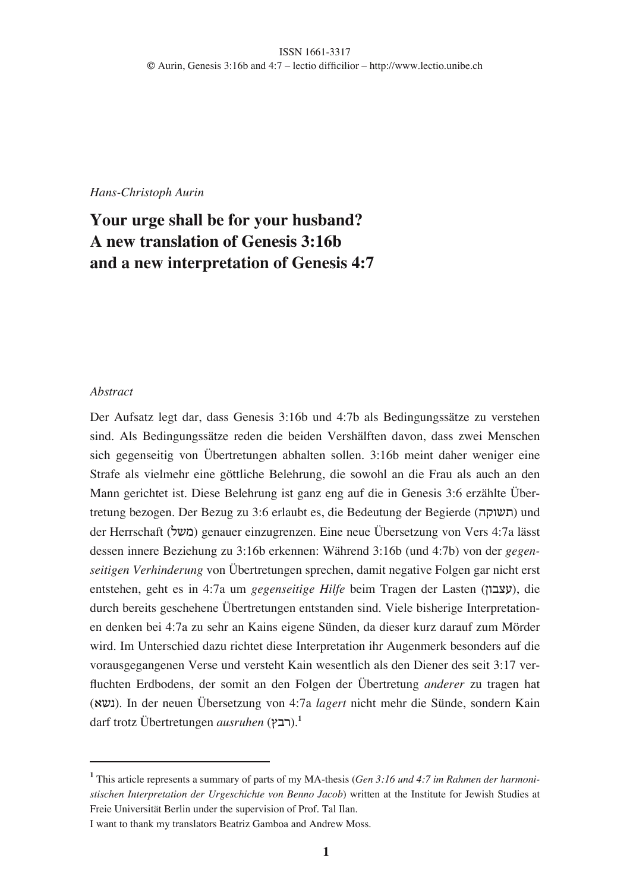*Hans-Christoph Aurin*

# Your urge shall be for your husband? A new translation of Genesis 3:16b and a new interpretation of Genesis 4:7

*Abstract*

Der Aufsatz legt dar, dass Genesis 3:16b und 4:7b als Bedingungssätze zu verstehen sind. Als Bedingungssätze reden die beiden Vershälften davon, dass zwei Menschen sich gegenseitig von Übertretungen abhalten sollen. 3:16b meint daher weniger eine Strafe als vielmehr eine göttliche Belehrung, die sowohl an die Frau als auch an den Mann gerichtet ist. Diese Belehrung ist ganz eng auf die in Genesis 3:6 erzählte Übertretung bezogen. Der Bezug zu 3:6 erlaubt es, die Bedeutung der Begierde (תשוקה) und der Herrschaft (משל) genauer einzugrenzen. Eine neue Übersetzung von Vers 4:7a lässt dessen innere Beziehung zu 3:16b erkennen: Während 3:16b (und 4:7b) von der *gegenseitigen Verhinderung* von Übertretungen sprechen, damit negative Folgen gar nicht erst entstehen, geht es in 4:7a um *gegenseitige Hilfe* beim Tragen der Lasten (עצבון), die durch bereits geschehene Übertretungen entstanden sind. Viele bisherige Interpretationen denken bei 4:7a zu sehr an Kains eigene Sünden, da dieser kurz darauf zum Mörder wird. Im Unterschied dazu richtet diese Interpretation ihr Augenmerk besonders auf die vorausgegangenen Verse und versteht Kain wesentlich als den Diener des seit 3:17 verfluchten Erdbodens, der somit an den Folgen der Übertretung *anderer* zu tragen hat (נשא). In der neuen Übersetzung von 4:7a *lagert* nicht mehr die Sünde, sondern Kain darf trotz Übertretungen *ausruhen* (רבץ).[1]

---

[1] This article represents a summary of parts of my MA-thesis (*Gen 3:16 und 4:7 im Rahmen der harmonistischen Interpretation der Urgeschichte von Benno Jacob*) written at the Institute for Jewish Studies at Freie Universität Berlin under the supervision of Prof. Tal Ilan.
I want to thank my translators Beatriz Gamboa and Andrew Moss.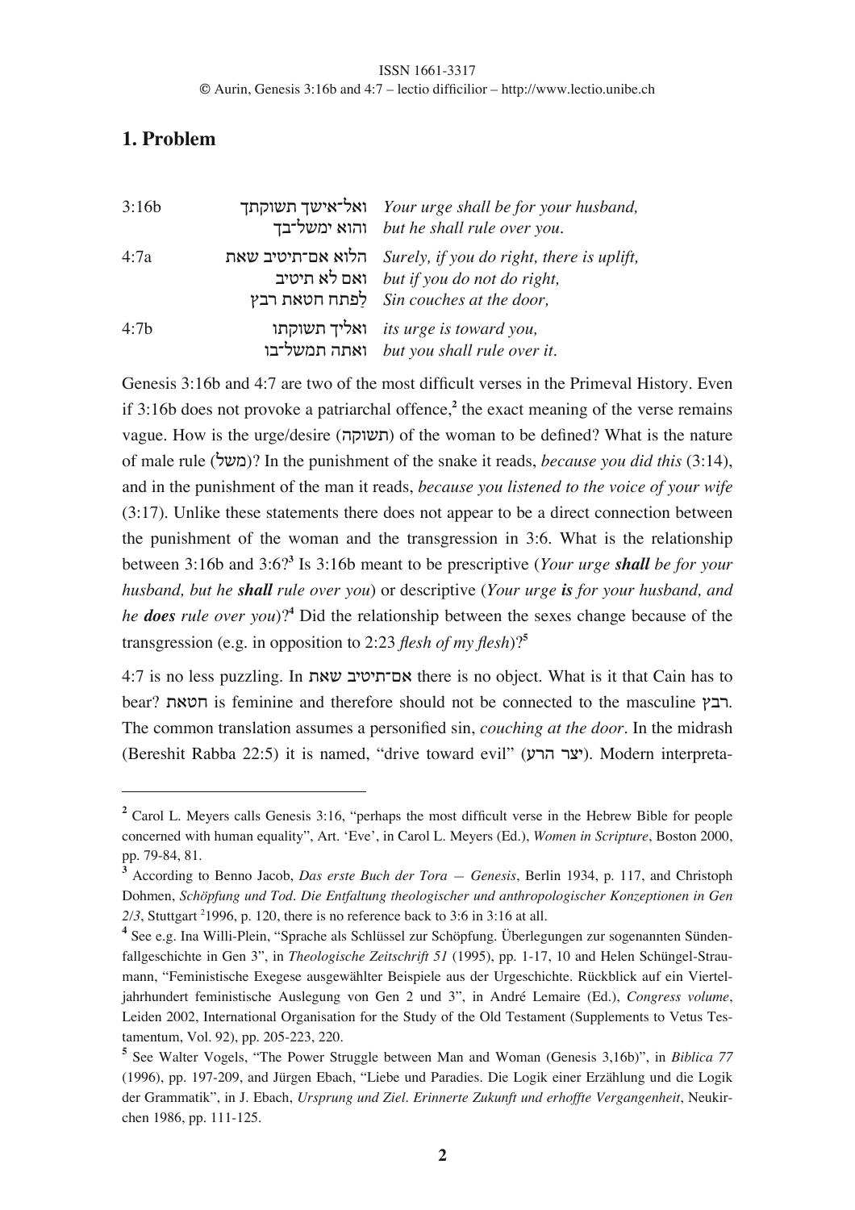## 1. Problem

| | | |
|---|---|---|
| 3:16b | ואל־אישך תשוקתך | *Your urge shall be for your husband,* |
| | והוא ימשל־בך | *but he shall rule over you.* |
| 4:7a | הלוא אם־תיטיב שאת | *Surely, if you do right, there is uplift,* |
| | ואם לא תיטיב | *but if you do not do right,* |
| | לַפתח חטאת רבץ | *Sin couches at the door,* |
| 4:7b | ואליך תשוקתו | *its urge is toward you,* |
| | ואתה תמשל־בו | *but you shall rule over it.* |

Genesis 3:16b and 4:7 are two of the most difficult verses in the Primeval History. Even if 3:16b does not provoke a patriarchal offence,[2] the exact meaning of the verse remains vague. How is the urge/desire (תשוקה) of the woman to be defined? What is the nature of male rule (משל)? In the punishment of the snake it reads, *because you did this* (3:14), and in the punishment of the man it reads, *because you listened to the voice of your wife* (3:17). Unlike these statements there does not appear to be a direct connection between the punishment of the woman and the transgression in 3:6. What is the relationship between 3:16b and 3:6?[3] Is 3:16b meant to be prescriptive (*Your urge **shall** be for your husband, but he **shall** rule over you*) or descriptive (*Your urge **is** for your husband, and he **does** rule over you*)?[4] Did the relationship between the sexes change because of the transgression (e.g. in opposition to 2:23 *flesh of my flesh*)?[5]

4:7 is no less puzzling. In אם־תיטיב שאת there is no object. What is it that Cain has to bear? חטאת is feminine and therefore should not be connected to the masculine רבץ. The common translation assumes a personified sin, *couching at the door*. In the midrash (Bereshit Rabba 22:5) it is named, "drive toward evil" (יצר הרע). Modern interpreta-

---

[2] Carol L. Meyers calls Genesis 3:16, "perhaps the most difficult verse in the Hebrew Bible for people concerned with human equality", Art. 'Eve', in Carol L. Meyers (Ed.), *Women in Scripture*, Boston 2000, pp. 79-84, 81.

[3] According to Benno Jacob, *Das erste Buch der Tora — Genesis*, Berlin 1934, p. 117, and Christoph Dohmen, *Schöpfung und Tod. Die Entfaltung theologischer und anthropologischer Konzeptionen in Gen 2/3*, Stuttgart [2]1996, p. 120, there is no reference back to 3:6 in 3:16 at all.

[4] See e.g. Ina Willi-Plein, "Sprache als Schlüssel zur Schöpfung. Überlegungen zur sogenannten Sündenfallgeschichte in Gen 3", in *Theologische Zeitschrift 51* (1995), pp. 1-17, 10 and Helen Schüngel-Straumann, "Feministische Exegese ausgewählter Beispiele aus der Urgeschichte. Rückblick auf ein Vierteljahrhundert feministische Auslegung von Gen 2 und 3", in André Lemaire (Ed.), *Congress volume*, Leiden 2002, International Organisation for the Study of the Old Testament (Supplements to Vetus Testamentum, Vol. 92), pp. 205-223, 220.

[5] See Walter Vogels, "The Power Struggle between Man and Woman (Genesis 3,16b)", in *Biblica 77* (1996), pp. 197-209, and Jürgen Ebach, "Liebe und Paradies. Die Logik einer Erzählung und die Logik der Grammatik", in J. Ebach, *Ursprung und Ziel. Erinnerte Zukunft und erhoffte Vergangenheit*, Neukirchen 1986, pp. 111-125.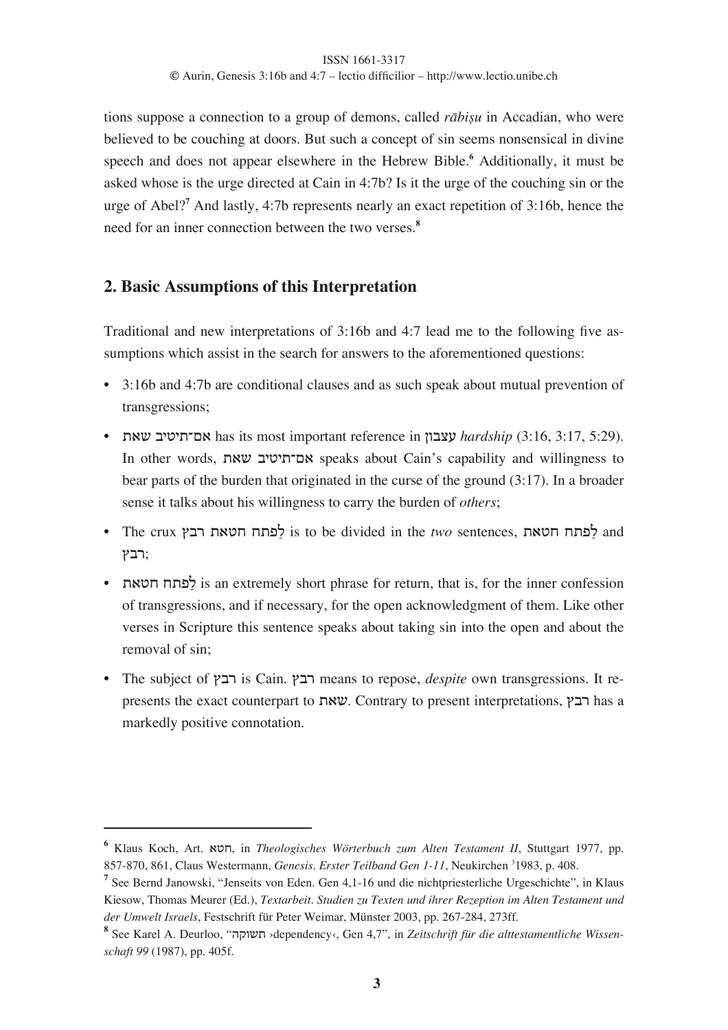tions suppose a connection to a group of demons, called *rābiṣu* in Accadian, who were believed to be couching at doors. But such a concept of sin seems nonsensical in divine speech and does not appear elsewhere in the Hebrew Bible.[6] Additionally, it must be asked whose is the urge directed at Cain in 4:7b? Is it the urge of the couching sin or the urge of Abel?[7] And lastly, 4:7b represents nearly an exact repetition of 3:16b, hence the need for an inner connection between the two verses.[8]

## 2. Basic Assumptions of this Interpretation

Traditional and new interpretations of 3:16b and 4:7 lead me to the following five assumptions which assist in the search for answers to the aforementioned questions:

- 3:16b and 4:7b are conditional clauses and as such speak about mutual prevention of transgressions;
- אם־תיטיב שאת has its most important reference in עצבון *hardship* (3:16, 3:17, 5:29). In other words, אם־תיטיב שאת speaks about Cain's capability and willingness to bear parts of the burden that originated in the curse of the ground (3:17). In a broader sense it talks about his willingness to carry the burden of *others*;
- The crux לַפתח חטאת רבץ is to be divided in the *two* sentences, לַפתח חטאת and רבץ;
- לַפתח חטאת is an extremely short phrase for return, that is, for the inner confession of transgressions, and if necessary, for the open acknowledgment of them. Like other verses in Scripture this sentence speaks about taking sin into the open and about the removal of sin;
- The subject of רבץ is Cain. רבץ means to repose, *despite* own transgressions. It represents the exact counterpart to שאת. Contrary to present interpretations, רבץ has a markedly positive connotation.

---

[6] Klaus Koch, Art. חטא, in *Theologisches Wörterbuch zum Alten Testament II*, Stuttgart 1977, pp. 857-870, 861, Claus Westermann, *Genesis. Erster Teilband Gen 1-11*, Neukirchen ³1983, p. 408.

[7] See Bernd Janowski, "Jenseits von Eden. Gen 4,1-16 und die nichtpriesterliche Urgeschichte", in Klaus Kiesow, Thomas Meurer (Ed.), *Textarbeit. Studien zu Texten und ihrer Rezeption im Alten Testament und der Umwelt Israels*, Festschrift für Peter Weimar, Münster 2003, pp. 267-284, 273ff.

[8] See Karel A. Deurloo, "תשוקה ›dependency‹, Gen 4,7", in *Zeitschrift für die alttestamentliche Wissenschaft 99* (1987), pp. 405f.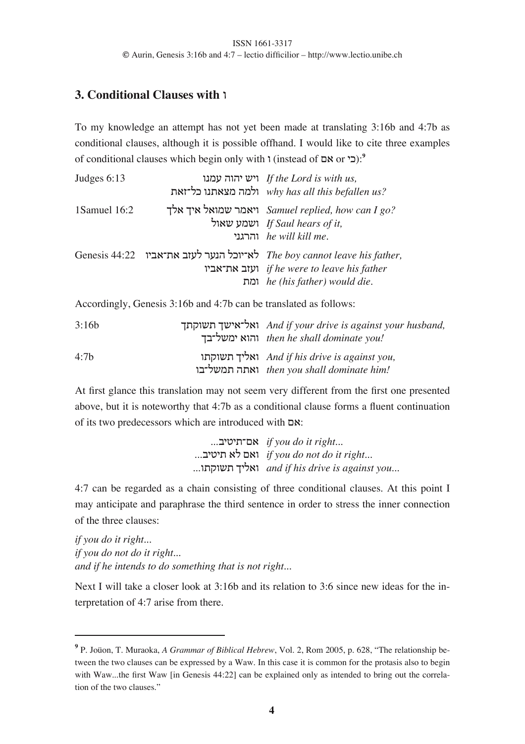## 3. Conditional Clauses with ו

To my knowledge an attempt has not yet been made at translating 3:16b and 4:7b as conditional clauses, although it is possible offhand. I would like to cite three examples of conditional clauses which begin only with ו (instead of אם or כי):[9]

| | | |
|---|---|---|
| Judges 6:13 | ויש יהוה עמנו | *If the Lord is with us,* |
| | ולמה מצאתנו כל־זאת | *why has all this befallen us?* |
| 1Samuel 16:2 | ויאמר שמואל איך אלך | *Samuel replied, how can I go?* |
| | ושמע שאול | *If Saul hears of it,* |
| | והרגני | *he will kill me.* |
| Genesis 44:22 | לא־יוכל הנער לעזב את־אביו | *The boy cannot leave his father,* |
| | ועזב את־אביו | *if he were to leave his father* |
| | ומת | *he (his father) would die.* |

Accordingly, Genesis 3:16b and 4:7b can be translated as follows:

| | | |
|---|---|---|
| 3:16b | ואל־אישך תשוקתך | *And if your drive is against your husband,* |
| | והוא ימשל־בך | *then he shall dominate you!* |
| 4:7b | ואליך תשוקתו | *And if his drive is against you,* |
| | ואתה תמשל־בו | *then you shall dominate him!* |

At first glance this translation may not seem very different from the first one presented above, but it is noteworthy that 4:7b as a conditional clause forms a fluent continuation of its two predecessors which are introduced with אם:

| | |
|---|---|
| אם־תיטיב... | *if you do it right...* |
| ואם לא תיטיב... | *if you do not do it right...* |
| ואליך תשוקתו... | *and if his drive is against you...* |

4:7 can be regarded as a chain consisting of three conditional clauses. At this point I may anticipate and paraphrase the third sentence in order to stress the inner connection of the three clauses:

*if you do it right...*
*if you do not do it right...*
*and if he intends to do something that is not right...*

Next I will take a closer look at 3:16b and its relation to 3:6 since new ideas for the interpretation of 4:7 arise from there.

---

[9] P. Joüon, T. Muraoka, *A Grammar of Biblical Hebrew*, Vol. 2, Rom 2005, p. 628, "The relationship between the two clauses can be expressed by a Waw. In this case it is common for the protasis also to begin with Waw...the first Waw [in Genesis 44:22] can be explained only as intended to bring out the correlation of the two clauses."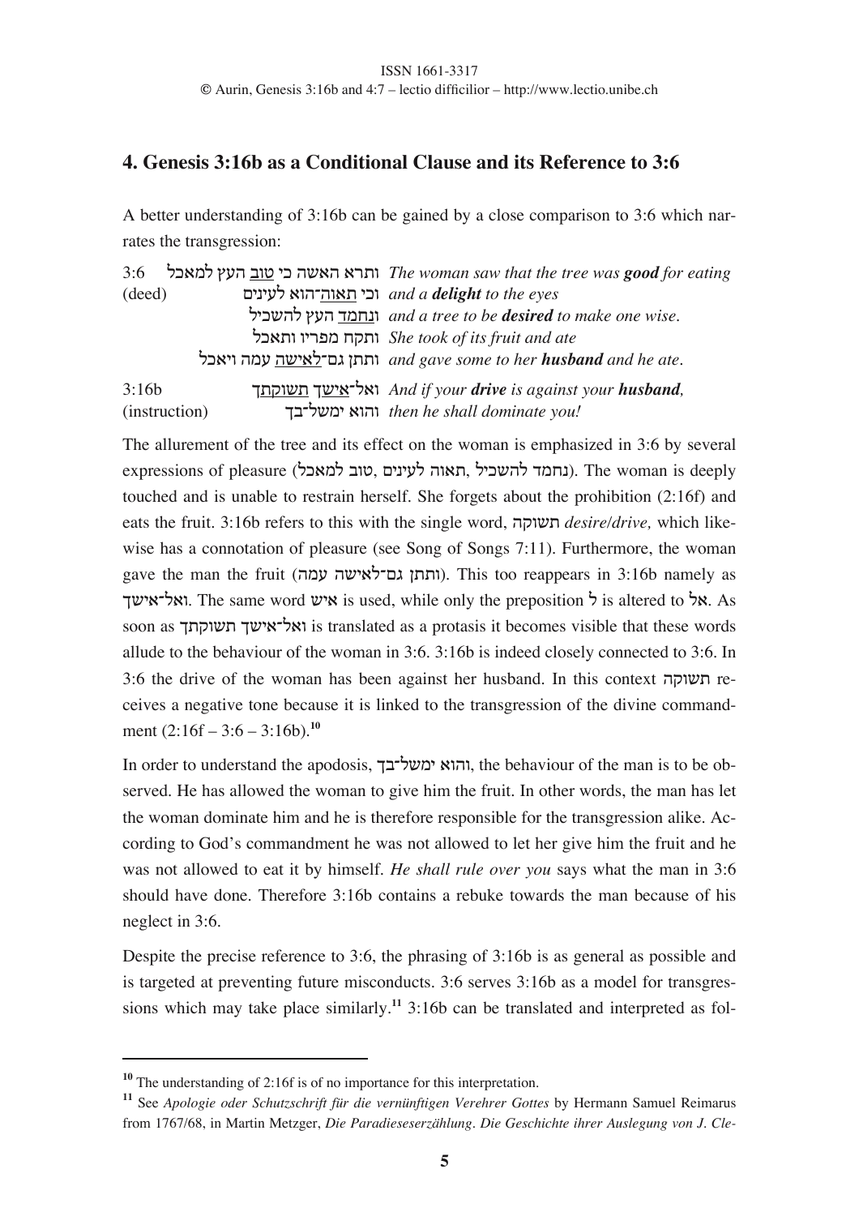## 4. Genesis 3:16b as a Conditional Clause and its Reference to 3:6

A better understanding of 3:16b can be gained by a close comparison to 3:6 which narrates the transgression:

| | | |
|---|---|---|
| 3:6 (deed) | ותרא האשה כי <u>טוב</u> העץ למאכל | *The woman saw that the tree was **good** for eating* |
| | וכי <u>תאוה</u>־הוא לעינים | *and a **delight** to the eyes* |
| | ו<u>נחמד</u> העץ להשכיל | *and a tree to be **desired** to make one wise.* |
| | ותקח מפריו ותאכל | *She took of its fruit and ate* |
| | ותתן גם־<u>לאישה</u> עמה ויאכל | *and gave some to her **husband** and he ate.* |
| 3:16b (instruction) | ואל־<u>אישך</u> <u>תשוקתך</u> | *And if your **drive** is against your **husband**,* |
| | והוא ימשל־בך | *then he shall dominate you!* |

The allurement of the tree and its effect on the woman is emphasized in 3:6 by several expressions of pleasure (טוב למאכל, תאוה לעינים, נחמד להשכיל). The woman is deeply touched and is unable to restrain herself. She forgets about the prohibition (2:16f) and eats the fruit. 3:16b refers to this with the single word, תשוקה *desire/drive,* which likewise has a connotation of pleasure (see Song of Songs 7:11). Furthermore, the woman gave the man the fruit (ותתן גם־לאישה עמה). This too reappears in 3:16b namely as ואל־אישך. The same word איש is used, while only the preposition ל is altered to אל. As soon as ואל־אישך תשוקתך is translated as a protasis it becomes visible that these words allude to the behaviour of the woman in 3:6. 3:16b is indeed closely connected to 3:6. In 3:6 the drive of the woman has been against her husband. In this context תשוקה receives a negative tone because it is linked to the transgression of the divine commandment (2:16f – 3:6 – 3:16b).[10]

In order to understand the apodosis, והוא ימשל־בך, the behaviour of the man is to be observed. He has allowed the woman to give him the fruit. In other words, the man has let the woman dominate him and he is therefore responsible for the transgression alike. According to God's commandment he was not allowed to let her give him the fruit and he was not allowed to eat it by himself. *He shall rule over you* says what the man in 3:6 should have done. Therefore 3:16b contains a rebuke towards the man because of his neglect in 3:6.

Despite the precise reference to 3:6, the phrasing of 3:16b is as general as possible and is targeted at preventing future misconducts. 3:6 serves 3:16b as a model for transgressions which may take place similarly.[11] 3:16b can be translated and interpreted as fol-

---

[10] The understanding of 2:16f is of no importance for this interpretation.

[11] See *Apologie oder Schutzschrift für die vernünftigen Verehrer Gottes* by Hermann Samuel Reimarus from 1767/68, in Martin Metzger, *Die Paradieseserzählung. Die Geschichte ihrer Auslegung von J. Cle-*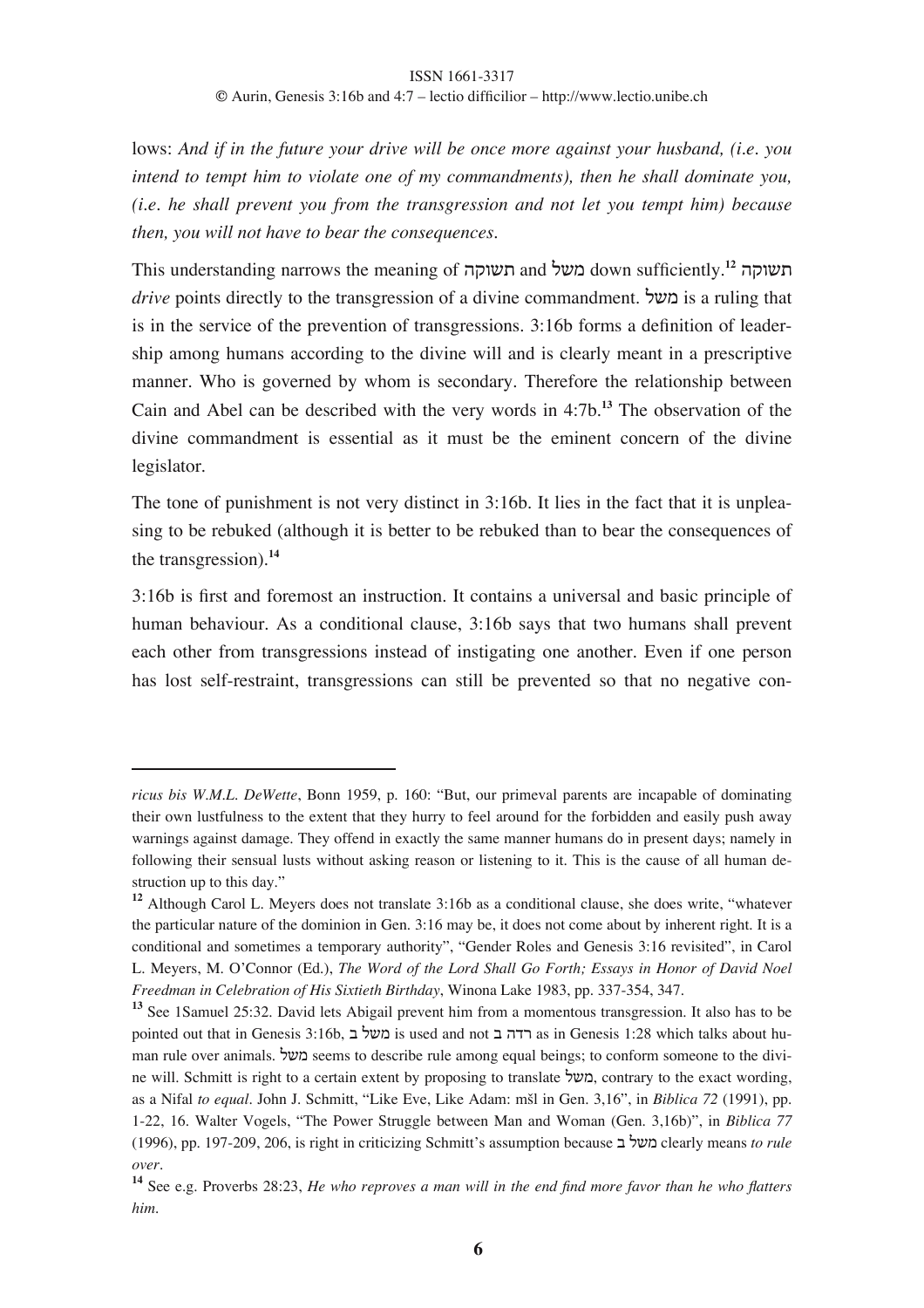lows: *And if in the future your drive will be once more against your husband, (i.e. you intend to tempt him to violate one of my commandments), then he shall dominate you, (i.e. he shall prevent you from the transgression and not let you tempt him) because then, you will not have to bear the consequences.*

This understanding narrows the meaning of תשוקה and משל down sufficiently.[12] תשוקה *drive* points directly to the transgression of a divine commandment. משל is a ruling that is in the service of the prevention of transgressions. 3:16b forms a definition of leadership among humans according to the divine will and is clearly meant in a prescriptive manner. Who is governed by whom is secondary. Therefore the relationship between Cain and Abel can be described with the very words in 4:7b.[13] The observation of the divine commandment is essential as it must be the eminent concern of the divine legislator.

The tone of punishment is not very distinct in 3:16b. It lies in the fact that it is unpleasing to be rebuked (although it is better to be rebuked than to bear the consequences of the transgression).[14]

3:16b is first and foremost an instruction. It contains a universal and basic principle of human behaviour. As a conditional clause, 3:16b says that two humans shall prevent each other from transgressions instead of instigating one another. Even if one person has lost self-restraint, transgressions can still be prevented so that no negative con-

---

*ricus bis W.M.L. DeWette*, Bonn 1959, p. 160: "But, our primeval parents are incapable of dominating their own lustfulness to the extent that they hurry to feel around for the forbidden and easily push away warnings against damage. They offend in exactly the same manner humans do in present days; namely in following their sensual lusts without asking reason or listening to it. This is the cause of all human destruction up to this day."

[12] Although Carol L. Meyers does not translate 3:16b as a conditional clause, she does write, "whatever the particular nature of the dominion in Gen. 3:16 may be, it does not come about by inherent right. It is a conditional and sometimes a temporary authority", "Gender Roles and Genesis 3:16 revisited", in Carol L. Meyers, M. O'Connor (Ed.), *The Word of the Lord Shall Go Forth; Essays in Honor of David Noel Freedman in Celebration of His Sixtieth Birthday*, Winona Lake 1983, pp. 337-354, 347.

[13] See 1Samuel 25:32. David lets Abigail prevent him from a momentous transgression. It also has to be pointed out that in Genesis 3:16b, משל ב is used and not רדה ב as in Genesis 1:28 which talks about human rule over animals. משל seems to describe rule among equal beings; to conform someone to the divine will. Schmitt is right to a certain extent by proposing to translate משל, contrary to the exact wording, as a Nifal *to equal*. John J. Schmitt, "Like Eve, Like Adam: mšl in Gen. 3,16", in *Biblica 72* (1991), pp. 1-22, 16. Walter Vogels, "The Power Struggle between Man and Woman (Gen. 3,16b)", in *Biblica 77* (1996), pp. 197-209, 206, is right in criticizing Schmitt's assumption because משל ב clearly means *to rule over*.

[14] See e.g. Proverbs 28:23, *He who reproves a man will in the end find more favor than he who flatters him.*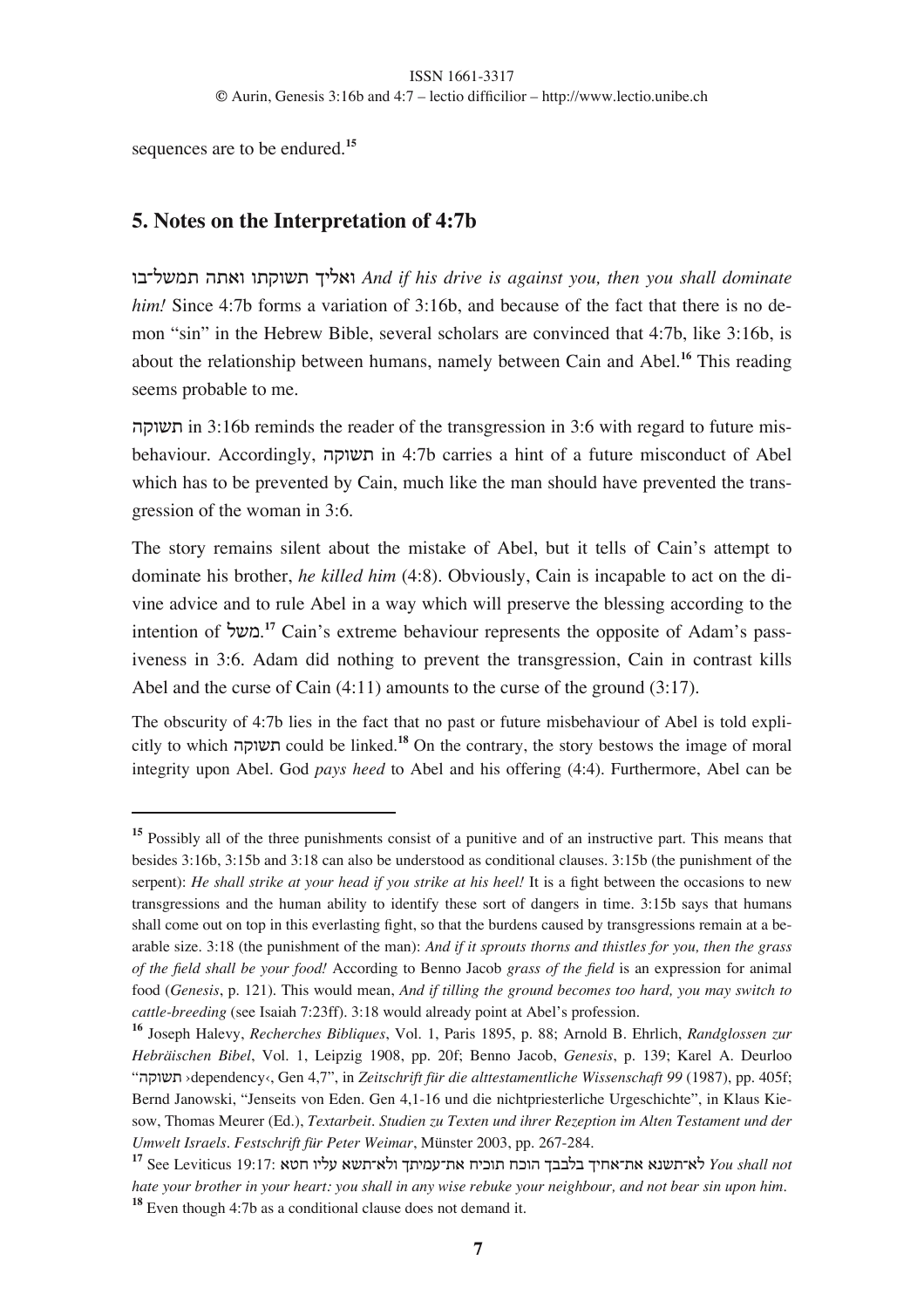sequences are to be endured.[15]

## 5. Notes on the Interpretation of 4:7b

ואליך תשוקתו ואתה תמשל־בו *And if his drive is against you, then you shall dominate him!* Since 4:7b forms a variation of 3:16b, and because of the fact that there is no demon "sin" in the Hebrew Bible, several scholars are convinced that 4:7b, like 3:16b, is about the relationship between humans, namely between Cain and Abel.[16] This reading seems probable to me.

תשוקה in 3:16b reminds the reader of the transgression in 3:6 with regard to future misbehaviour. Accordingly, תשוקה in 4:7b carries a hint of a future misconduct of Abel which has to be prevented by Cain, much like the man should have prevented the transgression of the woman in 3:6.

The story remains silent about the mistake of Abel, but it tells of Cain's attempt to dominate his brother, *he killed him* (4:8). Obviously, Cain is incapable to act on the divine advice and to rule Abel in a way which will preserve the blessing according to the intention of משל.[17] Cain's extreme behaviour represents the opposite of Adam's passiveness in 3:6. Adam did nothing to prevent the transgression, Cain in contrast kills Abel and the curse of Cain (4:11) amounts to the curse of the ground (3:17).

The obscurity of 4:7b lies in the fact that no past or future misbehaviour of Abel is told explicitly to which תשוקה could be linked.[18] On the contrary, the story bestows the image of moral integrity upon Abel. God *pays heed* to Abel and his offering (4:4). Furthermore, Abel can be

---

[15] Possibly all of the three punishments consist of a punitive and of an instructive part. This means that besides 3:16b, 3:15b and 3:18 can also be understood as conditional clauses. 3:15b (the punishment of the serpent): *He shall strike at your head if you strike at his heel!* It is a fight between the occasions to new transgressions and the human ability to identify these sort of dangers in time. 3:15b says that humans shall come out on top in this everlasting fight, so that the burdens caused by transgressions remain at a bearable size. 3:18 (the punishment of the man): *And if it sprouts thorns and thistles for you, then the grass of the field shall be your food!* According to Benno Jacob *grass of the field* is an expression for animal food (*Genesis*, p. 121). This would mean, *And if tilling the ground becomes too hard, you may switch to cattle-breeding* (see Isaiah 7:23ff). 3:18 would already point at Abel's profession.

[16] Joseph Halevy, *Recherches Bibliques*, Vol. 1, Paris 1895, p. 88; Arnold B. Ehrlich, *Randglossen zur Hebräischen Bibel*, Vol. 1, Leipzig 1908, pp. 20f; Benno Jacob, *Genesis*, p. 139; Karel A. Deurloo "תשוקה ›dependency‹, Gen 4,7", in *Zeitschrift für die alttestamentliche Wissenschaft 99* (1987), pp. 405f; Bernd Janowski, "Jenseits von Eden. Gen 4,1-16 und die nichtpriesterliche Urgeschichte", in Klaus Kiesow, Thomas Meurer (Ed.), *Textarbeit. Studien zu Texten und ihrer Rezeption im Alten Testament und der Umwelt Israels. Festschrift für Peter Weimar*, Münster 2003, pp. 267-284.

[17] See Leviticus 19:17: לא־תשנא את־אחיך בלבבך הוכח תוכיח את־עמיתך ולא־תשא עליו חטא *You shall not hate your brother in your heart: you shall in any wise rebuke your neighbour, and not bear sin upon him.*

[18] Even though 4:7b as a conditional clause does not demand it.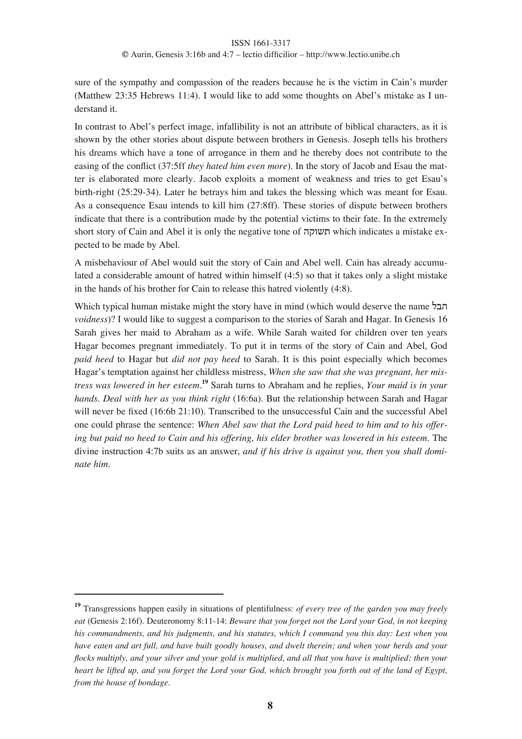sure of the sympathy and compassion of the readers because he is the victim in Cain's murder (Matthew 23:35 Hebrews 11:4). I would like to add some thoughts on Abel's mistake as I understand it.

In contrast to Abel's perfect image, infallibility is not an attribute of biblical characters, as it is shown by the other stories about dispute between brothers in Genesis. Joseph tells his brothers his dreams which have a tone of arrogance in them and he thereby does not contribute to the easing of the conflict (37:5ff *they hated him even more*). In the story of Jacob and Esau the matter is elaborated more clearly. Jacob exploits a moment of weakness and tries to get Esau's birth-right (25:29-34). Later he betrays him and takes the blessing which was meant for Esau. As a consequence Esau intends to kill him (27:8ff). These stories of dispute between brothers indicate that there is a contribution made by the potential victims to their fate. In the extremely short story of Cain and Abel it is only the negative tone of תשוקה which indicates a mistake expected to be made by Abel.

A misbehaviour of Abel would suit the story of Cain and Abel well. Cain has already accumulated a considerable amount of hatred within himself (4:5) so that it takes only a slight mistake in the hands of his brother for Cain to release this hatred violently (4:8).

Which typical human mistake might the story have in mind (which would deserve the name הבל *voidness*)? I would like to suggest a comparison to the stories of Sarah and Hagar. In Genesis 16 Sarah gives her maid to Abraham as a wife. While Sarah waited for children over ten years Hagar becomes pregnant immediately. To put it in terms of the story of Cain and Abel, God *paid heed* to Hagar but *did not pay heed* to Sarah. It is this point especially which becomes Hagar's temptation against her childless mistress, *When she saw that she was pregnant, her mistress was lowered in her esteem*.[19] Sarah turns to Abraham and he replies, *Your maid is in your hands. Deal with her as you think right* (16:6a). But the relationship between Sarah and Hagar will never be fixed (16:6b 21:10). Transcribed to the unsuccessful Cain and the successful Abel one could phrase the sentence: *When Abel saw that the Lord paid heed to him and to his offering but paid no heed to Cain and his offering, his elder brother was lowered in his esteem*. The divine instruction 4:7b suits as an answer, *and if his drive is against you, then you shall dominate him*.

---

[19] Transgressions happen easily in situations of plentifulness: *of every tree of the garden you may freely eat* (Genesis 2:16f). Deuteronomy 8:11-14: *Beware that you forget not the Lord your God, in not keeping his commandments, and his judgments, and his statutes, which I command you this day: Lest when you have eaten and art full, and have built goodly houses, and dwelt therein; and when your herds and your flocks multiply, and your silver and your gold is multiplied, and all that you have is multiplied; then your heart be lifted up, and you forget the Lord your God, which brought you forth out of the land of Egypt, from the house of bondage.*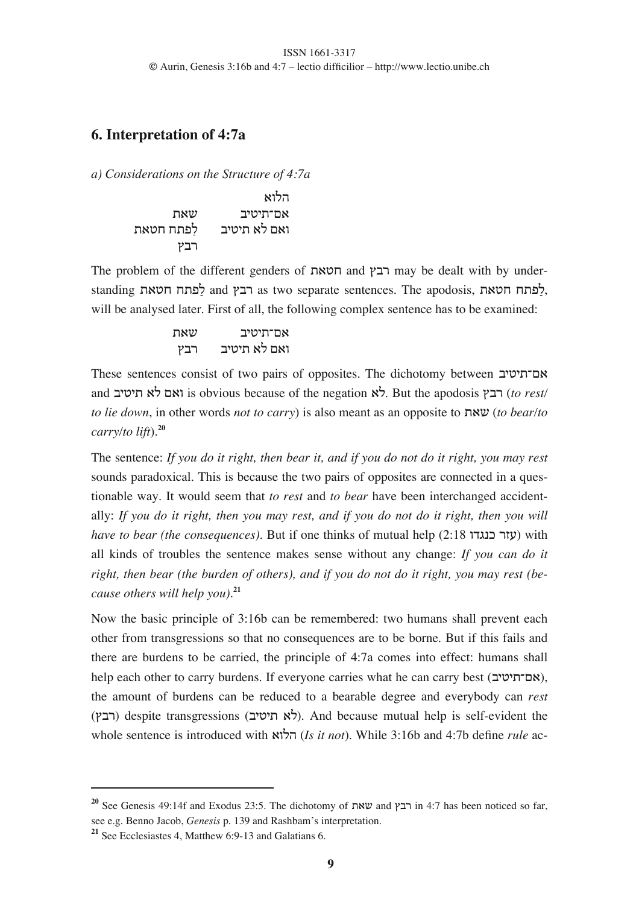## 6. Interpretation of 4:7a

*a) Considerations on the Structure of 4:7a*

```
                    הלוא
        שאת         אם־תיטיב
  לַפתח חטאת        ואם לא תיטיב
        רבץ
```

The problem of the different genders of חטאת and רבץ may be dealt with by understanding לַפתח חטאת and רבץ as two separate sentences. The apodosis, לַפתח חטאת, will be analysed later. First of all, the following complex sentence has to be examined:

```
        שאת         אם־תיטיב
        רבץ         ואם לא תיטיב
```

These sentences consist of two pairs of opposites. The dichotomy between אם־תיטיב and ואם לא תיטיב is obvious because of the negation לא. But the apodosis רבץ (*to rest/ to lie down*, in other words *not to carry*) is also meant as an opposite to שאת (*to bear/to carry/to lift*).[20]

The sentence: *If you do it right, then bear it, and if you do not do it right, you may rest* sounds paradoxical. This is because the two pairs of opposites are connected in a questionable way. It would seem that *to rest* and *to bear* have been interchanged accidentally: *If you do it right, then you may rest, and if you do not do it right, then you will have to bear (the consequences)*. But if one thinks of mutual help (2:18 עזר כנגדו) with all kinds of troubles the sentence makes sense without any change: *If you can do it right, then bear (the burden of others), and if you do not do it right, you may rest (because others will help you)*.[21]

Now the basic principle of 3:16b can be remembered: two humans shall prevent each other from transgressions so that no consequences are to be borne. But if this fails and there are burdens to be carried, the principle of 4:7a comes into effect: humans shall help each other to carry burdens. If everyone carries what he can carry best (אם־תיטיב), the amount of burdens can be reduced to a bearable degree and everybody can *rest* (רבץ) despite transgressions (לא תיטיב). And because mutual help is self-evident the whole sentence is introduced with הלוא (*Is it not*). While 3:16b and 4:7b define *rule* ac-

---

[20] See Genesis 49:14f and Exodus 23:5. The dichotomy of שאת and רבץ in 4:7 has been noticed so far, see e.g. Benno Jacob, *Genesis* p. 139 and Rashbam's interpretation.

[21] See Ecclesiastes 4, Matthew 6:9-13 and Galatians 6.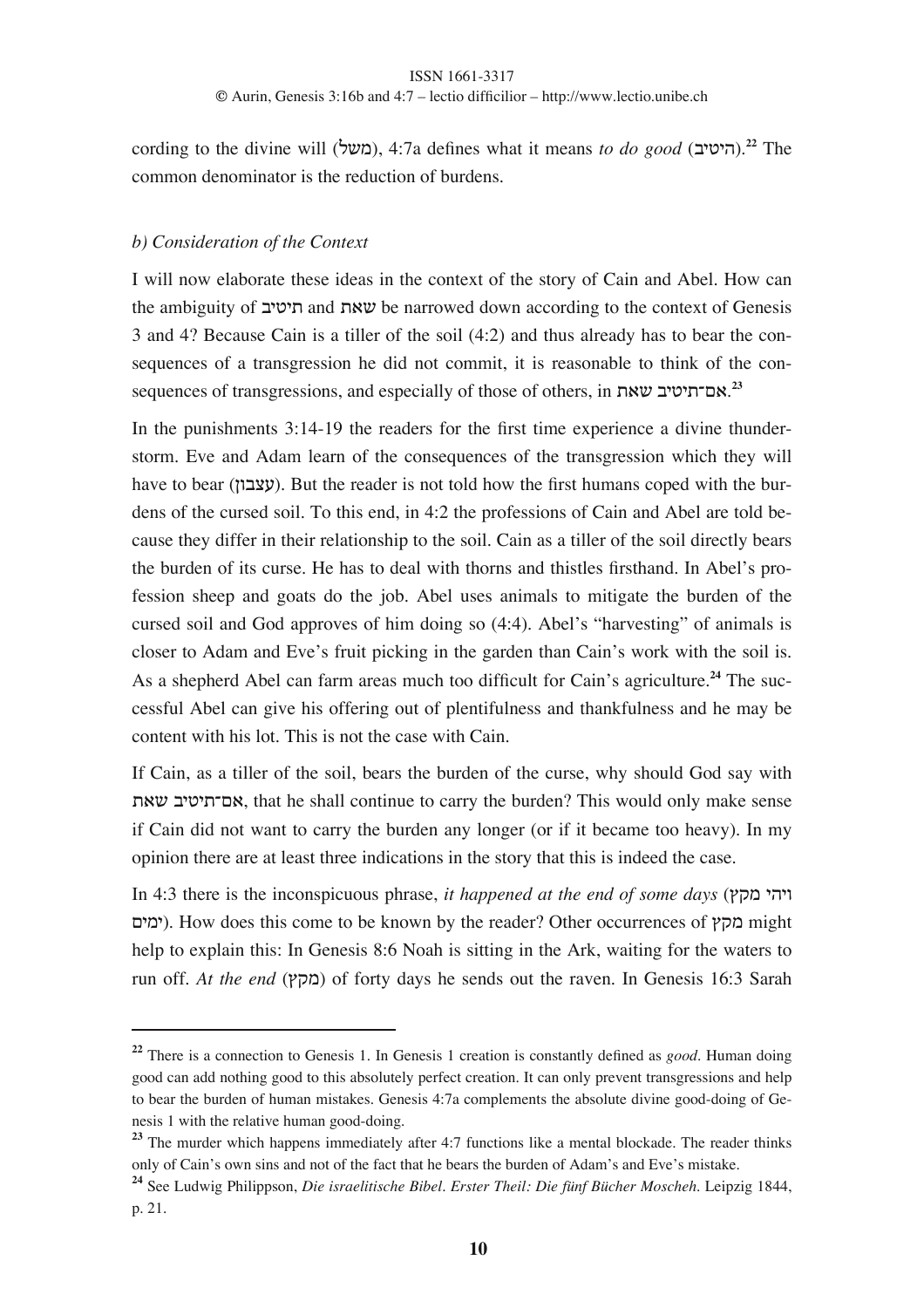cording to the divine will (משל), 4:7a defines what it means *to do good* (היטיב).[22] The common denominator is the reduction of burdens.

### b) Consideration of the Context

I will now elaborate these ideas in the context of the story of Cain and Abel. How can the ambiguity of תיטיב and שאת be narrowed down according to the context of Genesis 3 and 4? Because Cain is a tiller of the soil (4:2) and thus already has to bear the consequences of a transgression he did not commit, it is reasonable to think of the consequences of transgressions, and especially of those of others, in אם־תיטיב שאת.[23]

In the punishments 3:14-19 the readers for the first time experience a divine thunderstorm. Eve and Adam learn of the consequences of the transgression which they will have to bear (עצבון). But the reader is not told how the first humans coped with the burdens of the cursed soil. To this end, in 4:2 the professions of Cain and Abel are told because they differ in their relationship to the soil. Cain as a tiller of the soil directly bears the burden of its curse. He has to deal with thorns and thistles firsthand. In Abel's profession sheep and goats do the job. Abel uses animals to mitigate the burden of the cursed soil and God approves of him doing so (4:4). Abel's "harvesting" of animals is closer to Adam and Eve's fruit picking in the garden than Cain's work with the soil is. As a shepherd Abel can farm areas much too difficult for Cain's agriculture.[24] The successful Abel can give his offering out of plentifulness and thankfulness and he may be content with his lot. This is not the case with Cain.

If Cain, as a tiller of the soil, bears the burden of the curse, why should God say with אם־תיטיב שאת, that he shall continue to carry the burden? This would only make sense if Cain did not want to carry the burden any longer (or if it became too heavy). In my opinion there are at least three indications in the story that this is indeed the case.

In 4:3 there is the inconspicuous phrase, *it happened at the end of some days* (ויהי מקץ ימים). How does this come to be known by the reader? Other occurrences of מקץ might help to explain this: In Genesis 8:6 Noah is sitting in the Ark, waiting for the waters to run off. *At the end* (מקץ) of forty days he sends out the raven. In Genesis 16:3 Sarah

---

[22] There is a connection to Genesis 1. In Genesis 1 creation is constantly defined as *good*. Human doing good can add nothing good to this absolutely perfect creation. It can only prevent transgressions and help to bear the burden of human mistakes. Genesis 4:7a complements the absolute divine good-doing of Genesis 1 with the relative human good-doing.

[23] The murder which happens immediately after 4:7 functions like a mental blockade. The reader thinks only of Cain's own sins and not of the fact that he bears the burden of Adam's and Eve's mistake.

[24] See Ludwig Philippson, *Die israelitische Bibel. Erster Theil: Die fünf Bücher Moscheh*. Leipzig 1844, p. 21.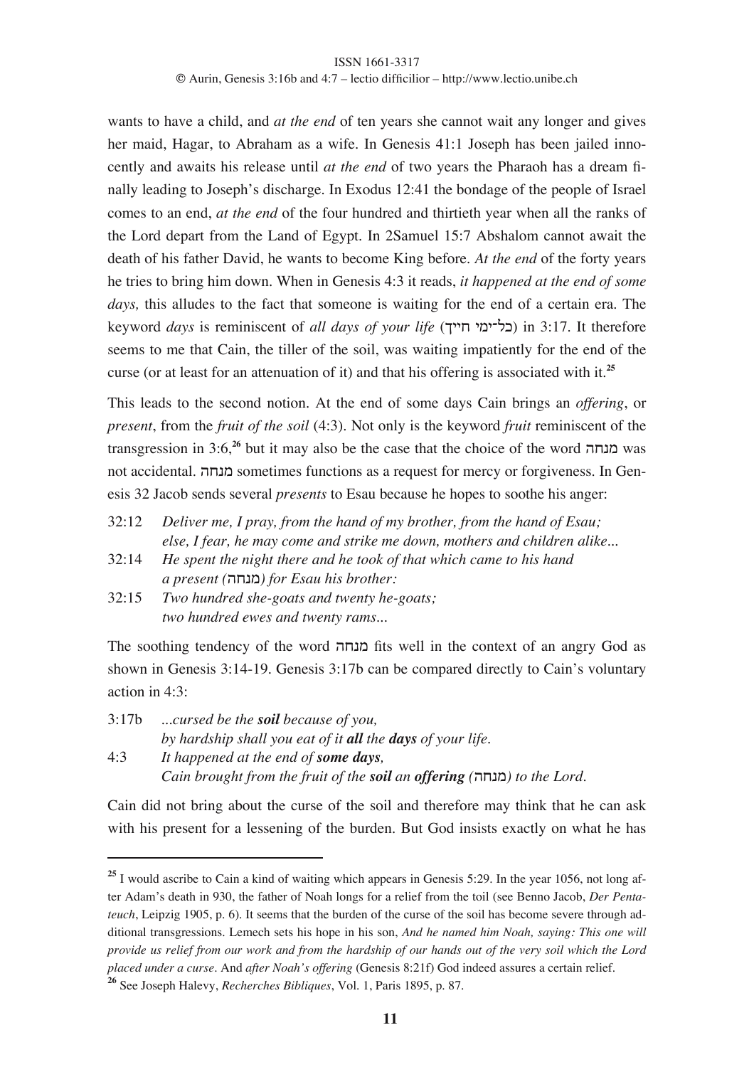wants to have a child, and *at the end* of ten years she cannot wait any longer and gives her maid, Hagar, to Abraham as a wife. In Genesis 41:1 Joseph has been jailed innocently and awaits his release until *at the end* of two years the Pharaoh has a dream finally leading to Joseph's discharge. In Exodus 12:41 the bondage of the people of Israel comes to an end, *at the end* of the four hundred and thirtieth year when all the ranks of the Lord depart from the Land of Egypt. In 2Samuel 15:7 Absholom cannot await the death of his father David, he wants to become King before. *At the end* of the forty years he tries to bring him down. When in Genesis 4:3 it reads, *it happened at the end of some days,* this alludes to the fact that someone is waiting for the end of a certain era. The keyword *days* is reminiscent of *all days of your life* (כל־ימי חייך) in 3:17. It therefore seems to me that Cain, the tiller of the soil, was waiting impatiently for the end of the curse (or at least for an attenuation of it) and that his offering is associated with it.[25]

This leads to the second notion. At the end of some days Cain brings an *offering*, or *present*, from the *fruit of the soil* (4:3). Not only is the keyword *fruit* reminiscent of the transgression in 3:6,[26] but it may also be the case that the choice of the word מנחה was not accidental. מנחה sometimes functions as a request for mercy or forgiveness. In Genesis 32 Jacob sends several *presents* to Esau because he hopes to soothe his anger:

32:12 *Deliver me, I pray, from the hand of my brother, from the hand of Esau; else, I fear, he may come and strike me down, mothers and children alike...*
32:14 *He spent the night there and he took of that which came to his hand a present (*מנחה*) for Esau his brother:*
32:15 *Two hundred she-goats and twenty he-goats; two hundred ewes and twenty rams...*

The soothing tendency of the word מנחה fits well in the context of an angry God as shown in Genesis 3:14-19. Genesis 3:17b can be compared directly to Cain's voluntary action in 4:3:

3:17b *...cursed be the* ***soil*** *because of you, by hardship shall you eat of it* ***all*** *the* ***days*** *of your life.*
4:3 *It happened at the end of* ***some days****, Cain brought from the fruit of the* ***soil*** *an* ***offering*** *(*מנחה*) to the Lord.*

Cain did not bring about the curse of the soil and therefore may think that he can ask with his present for a lessening of the burden. But God insists exactly on what he has

---

[25] I would ascribe to Cain a kind of waiting which appears in Genesis 5:29. In the year 1056, not long after Adam's death in 930, the father of Noah longs for a relief from the toil (see Benno Jacob, *Der Pentateuch*, Leipzig 1905, p. 6). It seems that the burden of the curse of the soil has become severe through additional transgressions. Lemech sets his hope in his son, *And he named him Noah, saying: This one will provide us relief from our work and from the hardship of our hands out of the very soil which the Lord placed under a curse*. And *after Noah's offering* (Genesis 8:21f) God indeed assures a certain relief.

[26] See Joseph Halevy, *Recherches Bibliques*, Vol. 1, Paris 1895, p. 87.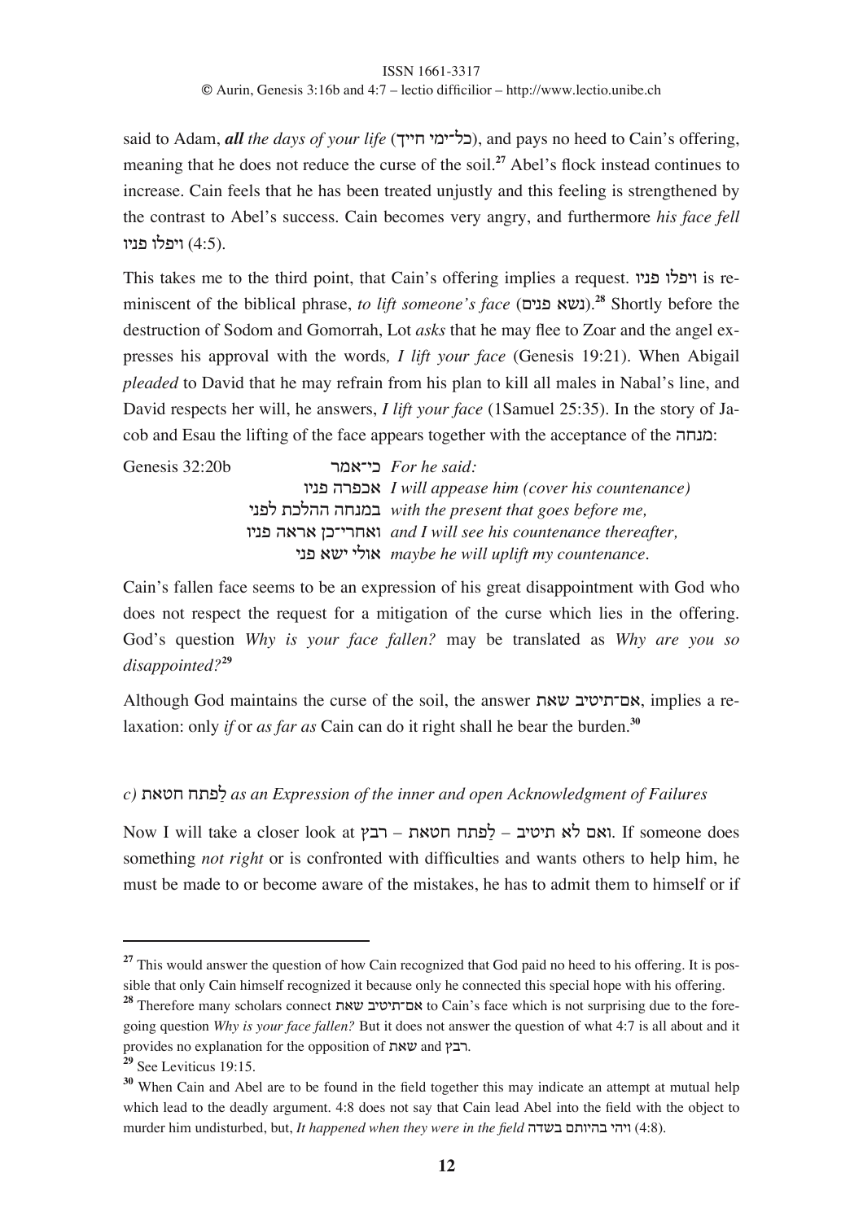said to Adam, ***all*** *the days of your life* (כל־ימי חייך), and pays no heed to Cain's offering, meaning that he does not reduce the curse of the soil.[27] Abel's flock instead continues to increase. Cain feels that he has been treated unjustly and this feeling is strengthened by the contrast to Abel's success. Cain becomes very angry, and furthermore *his face fell* ויפלו פניו (4:5).

This takes me to the third point, that Cain's offering implies a request. ויפלו פניו is reminiscent of the biblical phrase, *to lift someone's face* (נשא פנים).[28] Shortly before the destruction of Sodom and Gomorrah, Lot *asks* that he may flee to Zoar and the angel expresses his approval with the words*, I lift your face* (Genesis 19:21). When Abigail *pleaded* to David that he may refrain from his plan to kill all males in Nabal's line, and David respects her will, he answers, *I lift your face* (1Samuel 25:35). In the story of Jacob and Esau the lifting of the face appears together with the acceptance of the מנחה:

| Genesis 32:20b | כי־אמר | *For he said:* |
|---|---|---|
| | אכפרה פניו | *I will appease him (cover his countenance)* |
| | במנחה ההלכת לפני | *with the present that goes before me,* |
| | ואחרי־כן אראה פניו | *and I will see his countenance thereafter,* |
| | אולי ישא פני | *maybe he will uplift my countenance.* |

Cain's fallen face seems to be an expression of his great disappointment with God who does not respect the request for a mitigation of the curse which lies in the offering. God's question *Why is your face fallen?* may be translated as *Why are you so disappointed?*[29]

Although God maintains the curse of the soil, the answer אם־תיטיב שאת, implies a relaxation: only *if* or *as far as* Cain can do it right shall he bear the burden.[30]

### *c)* לַפתח חטאת *as an Expression of the inner and open Acknowledgment of Failures*

Now I will take a closer look at ואם לא תיטיב – לַפתח חטאת – רבץ. If someone does something *not right* or is confronted with difficulties and wants others to help him, he must be made to or become aware of the mistakes, he has to admit them to himself or if

---

[27] This would answer the question of how Cain recognized that God paid no heed to his offering. It is possible that only Cain himself recognized it because only he connected this special hope with his offering.

[28] Therefore many scholars connect אם־תיטיב שאת to Cain's face which is not surprising due to the foregoing question *Why is your face fallen?* But it does not answer the question of what 4:7 is all about and it provides no explanation for the opposition of שאת and רבץ.

[29] See Leviticus 19:15.

[30] When Cain and Abel are to be found in the field together this may indicate an attempt at mutual help which lead to the deadly argument. 4:8 does not say that Cain lead Abel into the field with the object to murder him undisturbed, but, *It happened when they were in the field* ויהי בהיותם בשדה (4:8).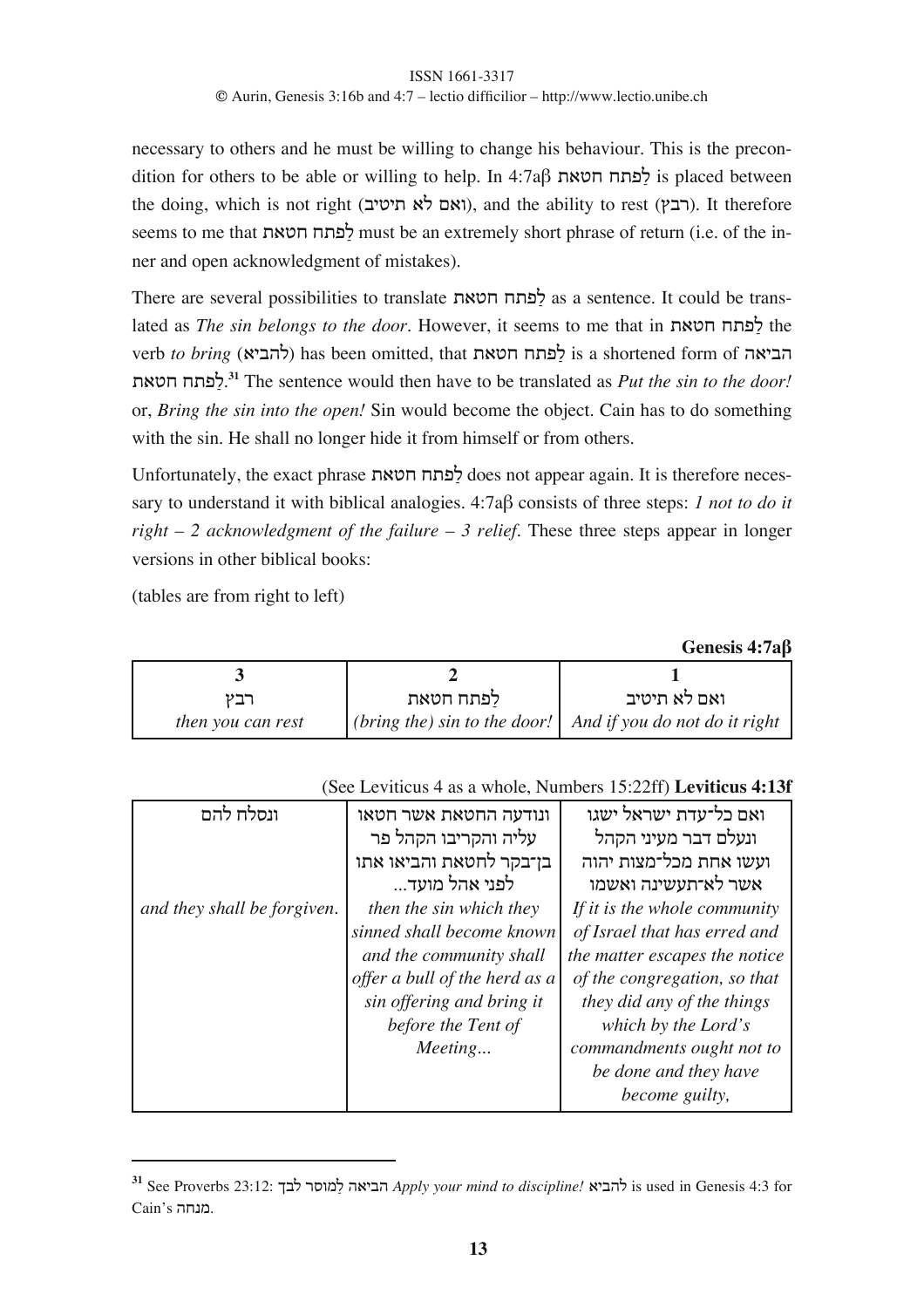necessary to others and he must be willing to change his behaviour. This is the precondition for others to be able or willing to help. In 4:7aβ לַפתח חטאת is placed between the doing, which is not right (ואם לא תיטיב), and the ability to rest (רבץ). It therefore seems to me that לַפתח חטאת must be an extremely short phrase of return (i.e. of the inner and open acknowledgment of mistakes).

There are several possibilities to translate לַפתח חטאת as a sentence. It could be translated as *The sin belongs to the door*. However, it seems to me that in לַפתח חטאת the verb *to bring* (להביא) has been omitted, that לַפתח חטאת is a shortened form of הביאה לַפתח חטאת.[31] The sentence would then have to be translated as *Put the sin to the door!* or, *Bring the sin into the open!* Sin would become the object. Cain has to do something with the sin. He shall no longer hide it from himself or from others.

Unfortunately, the exact phrase לַפתח חטאת does not appear again. It is therefore necessary to understand it with biblical analogies. 4:7aβ consists of three steps: *1 not to do it right – 2 acknowledgment of the failure – 3 relief*. These three steps appear in longer versions in other biblical books:

(tables are from right to left)

**Genesis 4:7aβ**

| 3 | 2 | 1 |
|---|---|---|
| רבץ<br>*then you can rest* | לַפתח חטאת<br>*(bring the) sin to the door!* | ואם לא תיטיב<br>*And if you do not do it right* |

(See Leviticus 4 as a whole, Numbers 15:22ff) **Leviticus 4:13f**

| 3 | 2 | 1 |
|---|---|---|
| ונסלח להם<br>*and they shall be forgiven.* | ונודעה החטאת אשר חטאו עליה והקריבו הקהל פר בן־בקר לחטאת והביאו אתו לפני אהל מועד...<br>*then the sin which they sinned shall become known and the community shall offer a bull of the herd as a sin offering and bring it before the Tent of Meeting...* | ואם כל־עדת ישראל ישגו ונעלם דבר מעיני הקהל ועשו אחת מכל־מצות יהוה אשר לא־תעשינה ואשמו<br>*If it is the whole community of Israel that has erred and the matter escapes the notice of the congregation, so that they did any of the things which by the Lord's commandments ought not to be done and they have become guilty,* |

---

[31] See Proverbs 23:12: הביאה לַמוסר לבך *Apply your mind to discipline!* להביא is used in Genesis 4:3 for Cain's מנחה.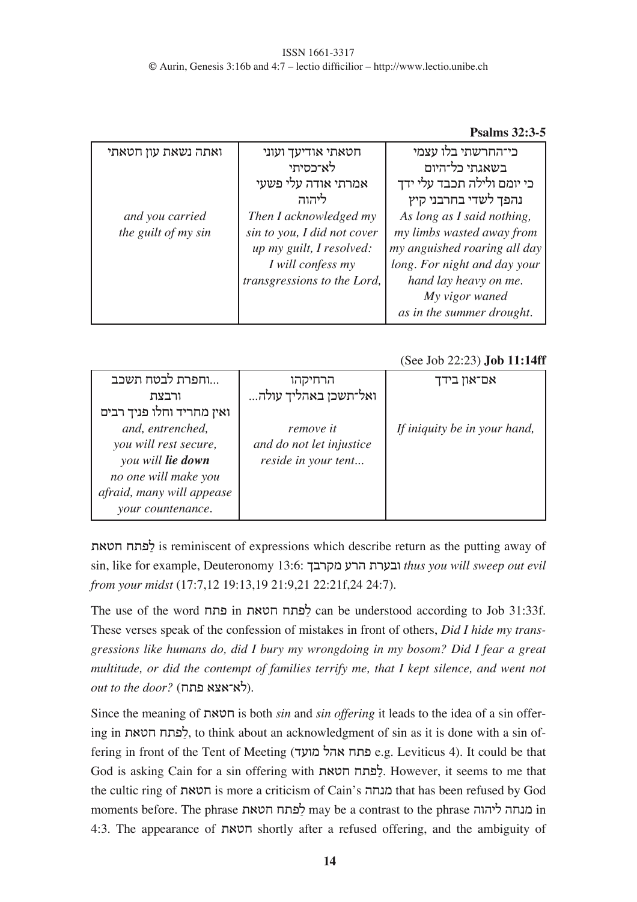**Psalms 32:3-5**

| ואתה נשאת עון חטאתי | חטאתי אודיעך ועוני לא־כסיתי אמרתי אודה עלי פשעי ליהוה | כי־החרשתי בלו עצמי בשאגתי כל־היום כי יומם ולילה תכבד עלי ידך נהפך לשדי בחרבני קיץ |
|---|---|---|
| *and you carried the guilt of my sin* | *Then I acknowledged my sin to you, I did not cover up my guilt, I resolved: I will confess my transgressions to the Lord,* | *As long as I said nothing, my limbs wasted away from my anguished roaring all day long. For night and day your hand lay heavy on me. My vigor waned as in the summer drought.* |

(See Job 22:23) **Job 11:14ff**

| ...וחפרת לבטח תשכב ורבצת ואין מחריד וחלו פניך רבים | הרחיקהו ואל־תשכן באהליך עולה... | אם־און בידך |
|---|---|---|
| *and, entrenched, you will rest secure, you will **lie down** no one will make you afraid, many will appease your countenance.* | *remove it and do not let injustice reside in your tent...* | *If iniquity be in your hand,* |

לַפתח חטאת is reminiscent of expressions which describe return as the putting away of sin, like for example, Deuteronomy 13:6: ובערת הרע מקרבך *thus you will sweep out evil from your midst* (17:7,12 19:13,19 21:9,21 22:21f,24 24:7).

The use of the word פתח in לַפתח חטאת can be understood according to Job 31:33f. These verses speak of the confession of mistakes in front of others, *Did I hide my transgressions like humans do, did I bury my wrongdoing in my bosom? Did I fear a great multitude, or did the contempt of families terrify me, that I kept silence, and went not out to the door?* (לא־אצא פתח).

Since the meaning of חטאת is both *sin* and *sin offering* it leads to the idea of a sin offering in לַפתח חטאת, to think about an acknowledgment of sin as it is done with a sin offering in front of the Tent of Meeting (פתח אהל מועד e.g. Leviticus 4). It could be that God is asking Cain for a sin offering with לַפתח חטאת. However, it seems to me that the cultic ring of חטאת is more a criticism of Cain's מנחה that has been refused by God moments before. The phrase לַפתח חטאת may be a contrast to the phrase מנחה ליהוה in 4:3. The appearance of חטאת shortly after a refused offering, and the ambiguity of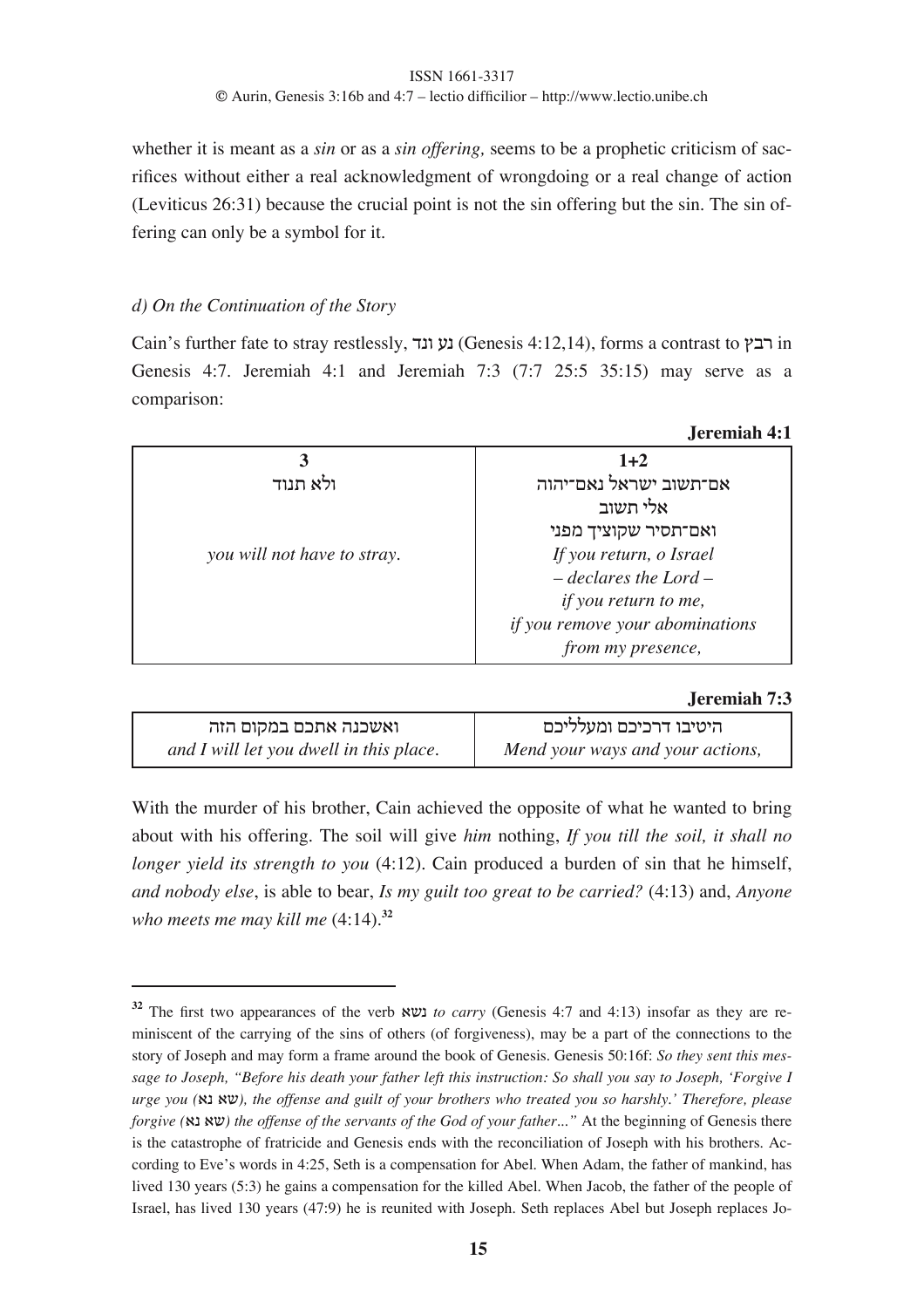whether it is meant as a *sin* or as a *sin offering,* seems to be a prophetic criticism of sacrifices without either a real acknowledgment of wrongdoing or a real change of action (Leviticus 26:31) because the crucial point is not the sin offering but the sin. The sin offering can only be a symbol for it.

### *d) On the Continuation of the Story*

Cain's further fate to stray restlessly, נע ונד (Genesis 4:12,14), forms a contrast to רבץ in Genesis 4:7. Jeremiah 4:1 and Jeremiah 7:3 (7:7 25:5 35:15) may serve as a comparison:

**Jeremiah 4:1**

| 3 | 1+2 |
|---|---|
| ולא תנוד | אם־תשוב ישראל נאם־יהוה<br>אלי תשוב<br>ואם־תסיר שקוציך מפני |
| *you will not have to stray.* | *If you return, o Israel*<br>*– declares the Lord –*<br>*if you return to me,*<br>*if you remove your abominations*<br>*from my presence,* |

**Jeremiah 7:3**

| | |
|---|---|
| ואשכנה אתכם במקום הזה<br>*and I will let you dwell in this place.* | היטיבו דרכיכם ומעלליכם<br>*Mend your ways and your actions,* |

With the murder of his brother, Cain achieved the opposite of what he wanted to bring about with his offering. The soil will give *him* nothing, *If you till the soil, it shall no longer yield its strength to you* (4:12). Cain produced a burden of sin that he himself, *and nobody else*, is able to bear, *Is my guilt too great to be carried?* (4:13) and, *Anyone who meets me may kill me* (4:14).[32]

---

[32] The first two appearances of the verb נשא *to carry* (Genesis 4:7 and 4:13) insofar as they are reminiscent of the carrying of the sins of others (of forgiveness), may be a part of the connections to the story of Joseph and may form a frame around the book of Genesis. Genesis 50:16f: *So they sent this message to Joseph, "Before his death your father left this instruction: So shall you say to Joseph, 'Forgive I urge you (*שא נא*), the offense and guilt of your brothers who treated you so harshly.' Therefore, please forgive (*שא נא*) the offense of the servants of the God of your father..."* At the beginning of Genesis there is the catastrophe of fratricide and Genesis ends with the reconciliation of Joseph with his brothers. According to Eve's words in 4:25, Seth is a compensation for Abel. When Adam, the father of mankind, has lived 130 years (5:3) he gains a compensation for the killed Abel. When Jacob, the father of the people of Israel, has lived 130 years (47:9) he is reunited with Joseph. Seth replaces Abel but Joseph replaces Jo-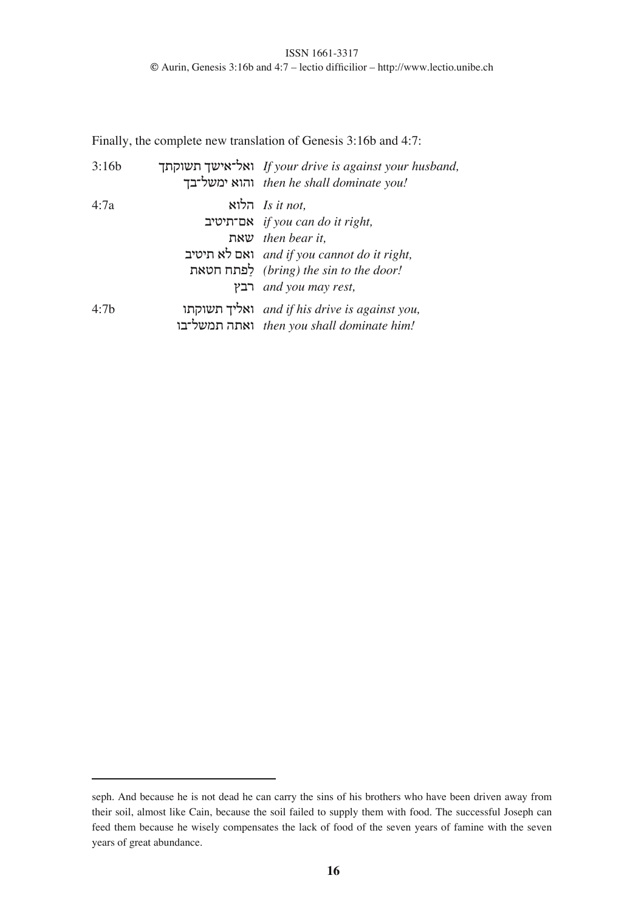Finally, the complete new translation of Genesis 3:16b and 4:7:

| | | |
|---|---|---|
| 3:16b | ואל־אישך תשוקתך | *If your drive is against your husband,* |
| | והוא ימשל־בך | *then he shall dominate you!* |
| 4:7a | הלוא | *Is it not,* |
| | אם־תיטיב | *if you can do it right,* |
| | שאת | *then bear it,* |
| | ואם לא תיטיב | *and if you cannot do it right,* |
| | לַפתח חטאת | *(bring) the sin to the door!* |
| | רבץ | *and you may rest,* |
| 4:7b | ואליך תשוקתו | *and if his drive is against you,* |
| | ואתה תמשל־בו | *then you shall dominate him!* |

---

seph. And because he is not dead he can carry the sins of his brothers who have been driven away from their soil, almost like Cain, because the soil failed to supply them with food. The successful Joseph can feed them because he wisely compensates the lack of food of the seven years of famine with the seven years of great abundance.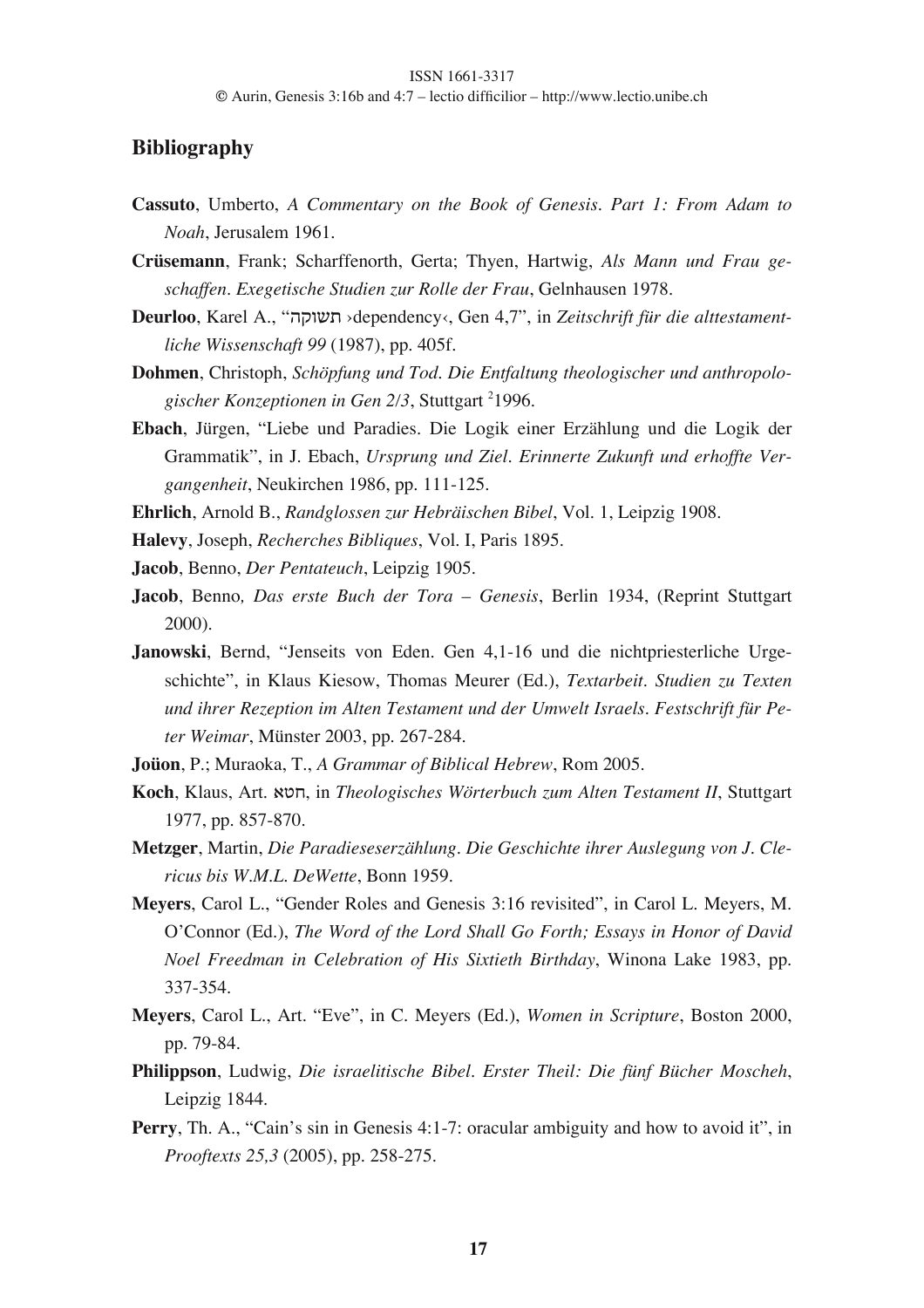## Bibliography

**Cassuto**, Umberto, *A Commentary on the Book of Genesis. Part 1: From Adam to Noah*, Jerusalem 1961.

**Crüsemann**, Frank; Scharffenorth, Gerta; Thyen, Hartwig, *Als Mann und Frau geschaffen. Exegetische Studien zur Rolle der Frau*, Gelnhausen 1978.

**Deurloo**, Karel A., "תשוקה ›dependency‹, Gen 4,7", in *Zeitschrift für die alttestamentliche Wissenschaft 99* (1987), pp. 405f.

**Dohmen**, Christoph, *Schöpfung und Tod. Die Entfaltung theologischer und anthropologischer Konzeptionen in Gen 2/3*, Stuttgart [2]1996.

**Ebach**, Jürgen, "Liebe und Paradies. Die Logik einer Erzählung und die Logik der Grammatik", in J. Ebach, *Ursprung und Ziel. Erinnerte Zukunft und erhoffte Vergangenheit*, Neukirchen 1986, pp. 111-125.

**Ehrlich**, Arnold B., *Randglossen zur Hebräischen Bibel*, Vol. 1, Leipzig 1908.

**Halevy**, Joseph, *Recherches Bibliques*, Vol. I, Paris 1895.

**Jacob**, Benno, *Der Pentateuch*, Leipzig 1905.

**Jacob**, Benno, *Das erste Buch der Tora – Genesis*, Berlin 1934, (Reprint Stuttgart 2000).

**Janowski**, Bernd, "Jenseits von Eden. Gen 4,1-16 und die nichtpriesterliche Urgeschichte", in Klaus Kiesow, Thomas Meurer (Ed.), *Textarbeit. Studien zu Texten und ihrer Rezeption im Alten Testament und der Umwelt Israels. Festschrift für Peter Weimar*, Münster 2003, pp. 267-284.

**Joüon**, P.; Muraoka, T., *A Grammar of Biblical Hebrew*, Rom 2005.

**Koch**, Klaus, Art. חטא, in *Theologisches Wörterbuch zum Alten Testament II*, Stuttgart 1977, pp. 857-870.

**Metzger**, Martin, *Die Paradieseserzählung. Die Geschichte ihrer Auslegung von J. Clericus bis W.M.L. DeWette*, Bonn 1959.

**Meyers**, Carol L., "Gender Roles and Genesis 3:16 revisited", in Carol L. Meyers, M. O'Connor (Ed.), *The Word of the Lord Shall Go Forth; Essays in Honor of David Noel Freedman in Celebration of His Sixtieth Birthday*, Winona Lake 1983, pp. 337-354.

**Meyers**, Carol L., Art. "Eve", in C. Meyers (Ed.), *Women in Scripture*, Boston 2000, pp. 79-84.

**Philippson**, Ludwig, *Die israelitische Bibel. Erster Theil: Die fünf Bücher Moscheh*, Leipzig 1844.

**Perry**, Th. A., "Cain's sin in Genesis 4:1-7: oracular ambiguity and how to avoid it", in *Prooftexts 25,3* (2005), pp. 258-275.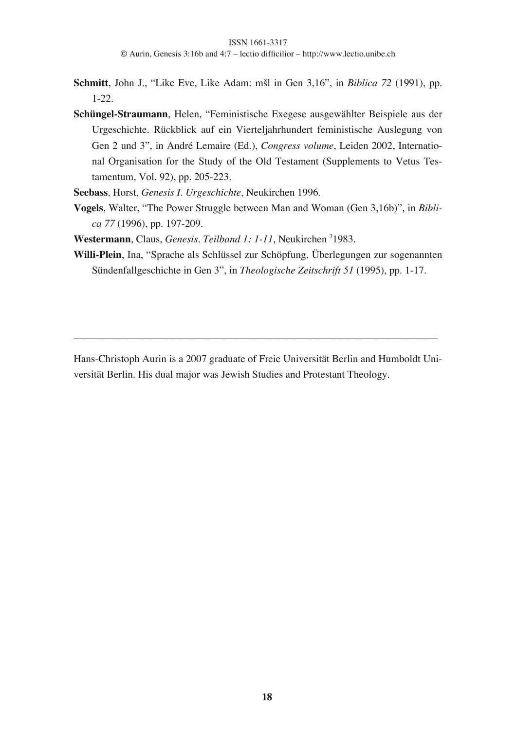**Schmitt**, John J., “Like Eve, Like Adam: mšl in Gen 3,16”, in *Biblica 72* (1991), pp. 1-22.

**Schüngel-Straumann**, Helen, “Feministische Exegese ausgewählter Beispiele aus der Urgeschichte. Rückblick auf ein Vierteljahrhundert feministische Auslegung von Gen 2 und 3”, in André Lemaire (Ed.), *Congress volume*, Leiden 2002, International Organisation for the Study of the Old Testament (Supplements to Vetus Testamentum, Vol. 92), pp. 205-223.

**Seebass**, Horst, *Genesis I. Urgeschichte*, Neukirchen 1996.

**Vogels**, Walter, “The Power Struggle between Man and Woman (Gen 3,16b)”, in *Biblica 77* (1996), pp. 197-209.

**Westermann**, Claus, *Genesis. Teilband 1: 1-11*, Neukirchen $^{3}$1983.

**Willi-Plein**, Ina, “Sprache als Schlüssel zur Schöpfung. Überlegungen zur sogenannten Sündenfallgeschichte in Gen 3”, in *Theologische Zeitschrift 51* (1995), pp. 1-17.

---

Hans-Christoph Aurin is a 2007 graduate of Freie Universität Berlin and Humboldt Universität Berlin. His dual major was Jewish Studies and Protestant Theology.